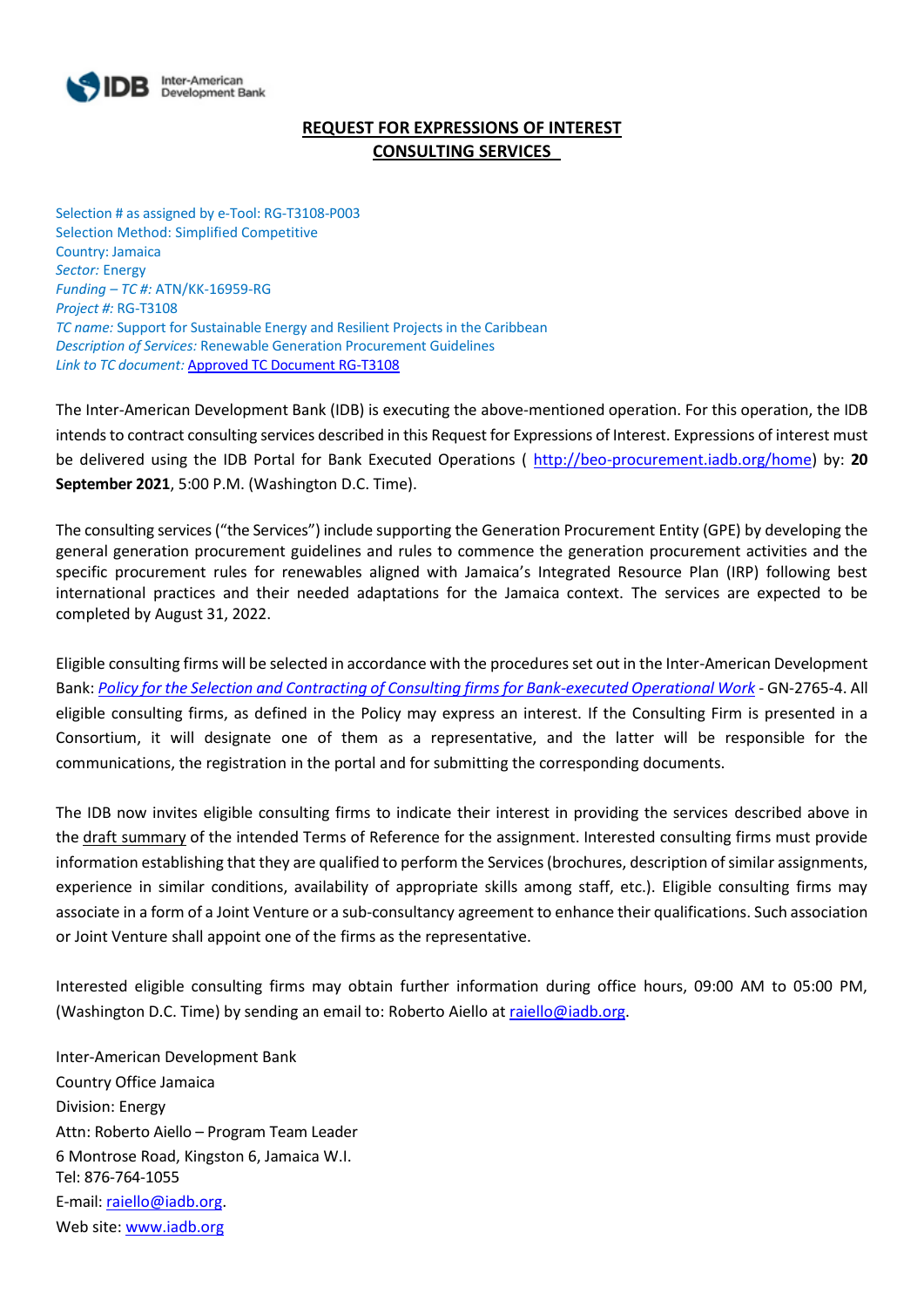# REQUEST FOR EXPRESSIONS OF INTEREST
# CONSULTING SERVICES

Selection # as assigned by e-Tool: RG-T3108-P003
Selection Method: Simplified Competitive
Country: Jamaica
*Sector:* Energy
*Funding – TC #:* ATN/KK-16959-RG
*Project #:* RG-T3108
*TC name:* Support for Sustainable Energy and Resilient Projects in the Caribbean
*Description of Services:* Renewable Generation Procurement Guidelines
*Link to TC document:* Approved TC Document RG-T3108

The Inter-American Development Bank (IDB) is executing the above-mentioned operation. For this operation, the IDB intends to contract consulting services described in this Request for Expressions of Interest. Expressions of interest must be delivered using the IDB Portal for Bank Executed Operations ( http://beo-procurement.iadb.org/home) by: **20 September 2021**, 5:00 P.M. (Washington D.C. Time).

The consulting services ("the Services") include supporting the Generation Procurement Entity (GPE) by developing the general generation procurement guidelines and rules to commence the generation procurement activities and the specific procurement rules for renewables aligned with Jamaica's Integrated Resource Plan (IRP) following best international practices and their needed adaptations for the Jamaica context. The services are expected to be completed by August 31, 2022.

Eligible consulting firms will be selected in accordance with the procedures set out in the Inter-American Development Bank: *Policy for the Selection and Contracting of Consulting firms for Bank-executed Operational Work* - GN-2765-4. All eligible consulting firms, as defined in the Policy may express an interest. If the Consulting Firm is presented in a Consortium, it will designate one of them as a representative, and the latter will be responsible for the communications, the registration in the portal and for submitting the corresponding documents.

The IDB now invites eligible consulting firms to indicate their interest in providing the services described above in the draft summary of the intended Terms of Reference for the assignment. Interested consulting firms must provide information establishing that they are qualified to perform the Services (brochures, description of similar assignments, experience in similar conditions, availability of appropriate skills among staff, etc.). Eligible consulting firms may associate in a form of a Joint Venture or a sub-consultancy agreement to enhance their qualifications. Such association or Joint Venture shall appoint one of the firms as the representative.

Interested eligible consulting firms may obtain further information during office hours, 09:00 AM to 05:00 PM, (Washington D.C. Time) by sending an email to: Roberto Aiello at raiello@iadb.org.

Inter-American Development Bank
Country Office Jamaica
Division: Energy
Attn: Roberto Aiello – Program Team Leader
6 Montrose Road, Kingston 6, Jamaica W.I.
Tel: 876-764-1055
E-mail: raiello@iadb.org.
Web site: www.iadb.org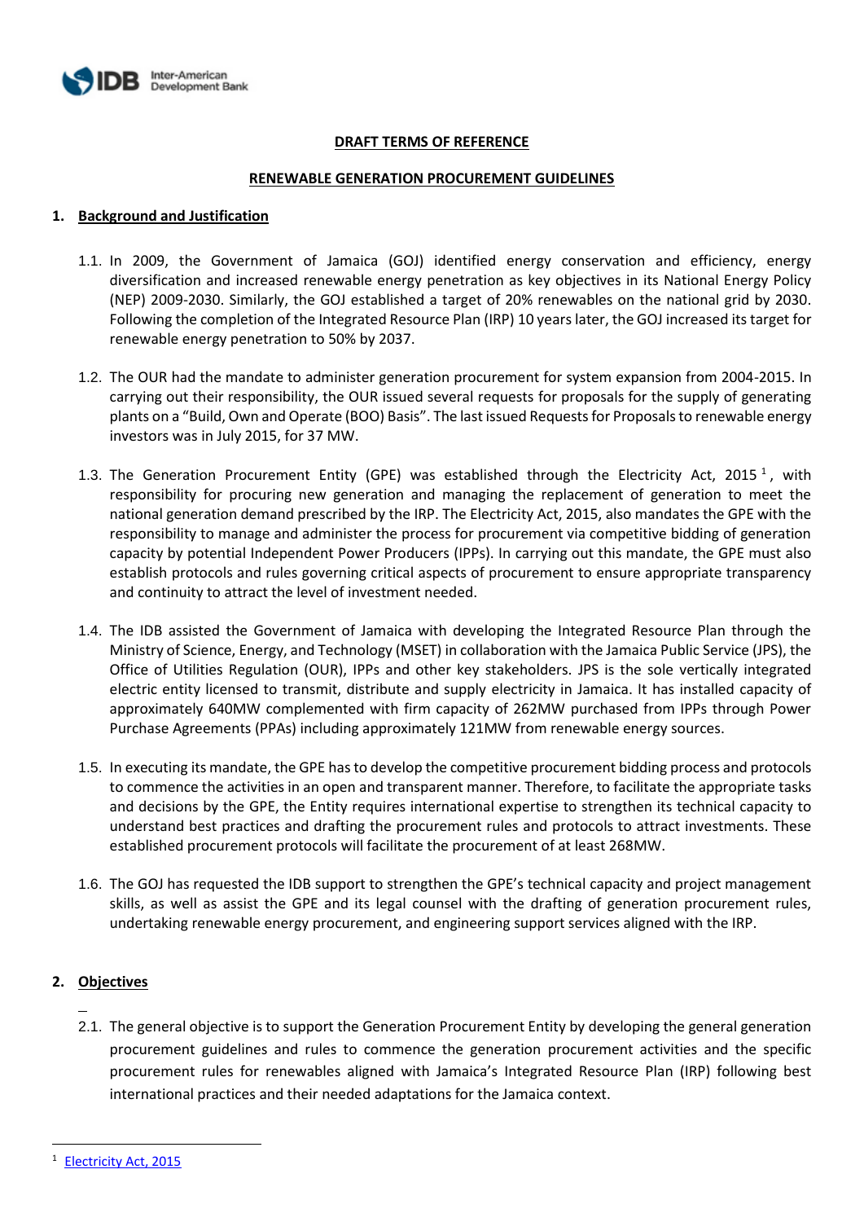**DRAFT TERMS OF REFERENCE**

**RENEWABLE GENERATION PROCUREMENT GUIDELINES**

## 1. Background and Justification

1.1. In 2009, the Government of Jamaica (GOJ) identified energy conservation and efficiency, energy diversification and increased renewable energy penetration as key objectives in its National Energy Policy (NEP) 2009-2030. Similarly, the GOJ established a target of 20% renewables on the national grid by 2030. Following the completion of the Integrated Resource Plan (IRP) 10 years later, the GOJ increased its target for renewable energy penetration to 50% by 2037.

1.2. The OUR had the mandate to administer generation procurement for system expansion from 2004-2015. In carrying out their responsibility, the OUR issued several requests for proposals for the supply of generating plants on a "Build, Own and Operate (BOO) Basis". The last issued Requests for Proposals to renewable energy investors was in July 2015, for 37 MW.

1.3. The Generation Procurement Entity (GPE) was established through the Electricity Act, 2015 [1], with responsibility for procuring new generation and managing the replacement of generation to meet the national generation demand prescribed by the IRP. The Electricity Act, 2015, also mandates the GPE with the responsibility to manage and administer the process for procurement via competitive bidding of generation capacity by potential Independent Power Producers (IPPs). In carrying out this mandate, the GPE must also establish protocols and rules governing critical aspects of procurement to ensure appropriate transparency and continuity to attract the level of investment needed.

1.4. The IDB assisted the Government of Jamaica with developing the Integrated Resource Plan through the Ministry of Science, Energy, and Technology (MSET) in collaboration with the Jamaica Public Service (JPS), the Office of Utilities Regulation (OUR), IPPs and other key stakeholders. JPS is the sole vertically integrated electric entity licensed to transmit, distribute and supply electricity in Jamaica. It has installed capacity of approximately 640MW complemented with firm capacity of 262MW purchased from IPPs through Power Purchase Agreements (PPAs) including approximately 121MW from renewable energy sources.

1.5. In executing its mandate, the GPE has to develop the competitive procurement bidding process and protocols to commence the activities in an open and transparent manner. Therefore, to facilitate the appropriate tasks and decisions by the GPE, the Entity requires international expertise to strengthen its technical capacity to understand best practices and drafting the procurement rules and protocols to attract investments. These established procurement protocols will facilitate the procurement of at least 268MW.

1.6. The GOJ has requested the IDB support to strengthen the GPE's technical capacity and project management skills, as well as assist the GPE and its legal counsel with the drafting of generation procurement rules, undertaking renewable energy procurement, and engineering support services aligned with the IRP.

## 2. Objectives

2.1. The general objective is to support the Generation Procurement Entity by developing the general generation procurement guidelines and rules to commence the generation procurement activities and the specific procurement rules for renewables aligned with Jamaica's Integrated Resource Plan (IRP) following best international practices and their needed adaptations for the Jamaica context.

---

[1] Electricity Act, 2015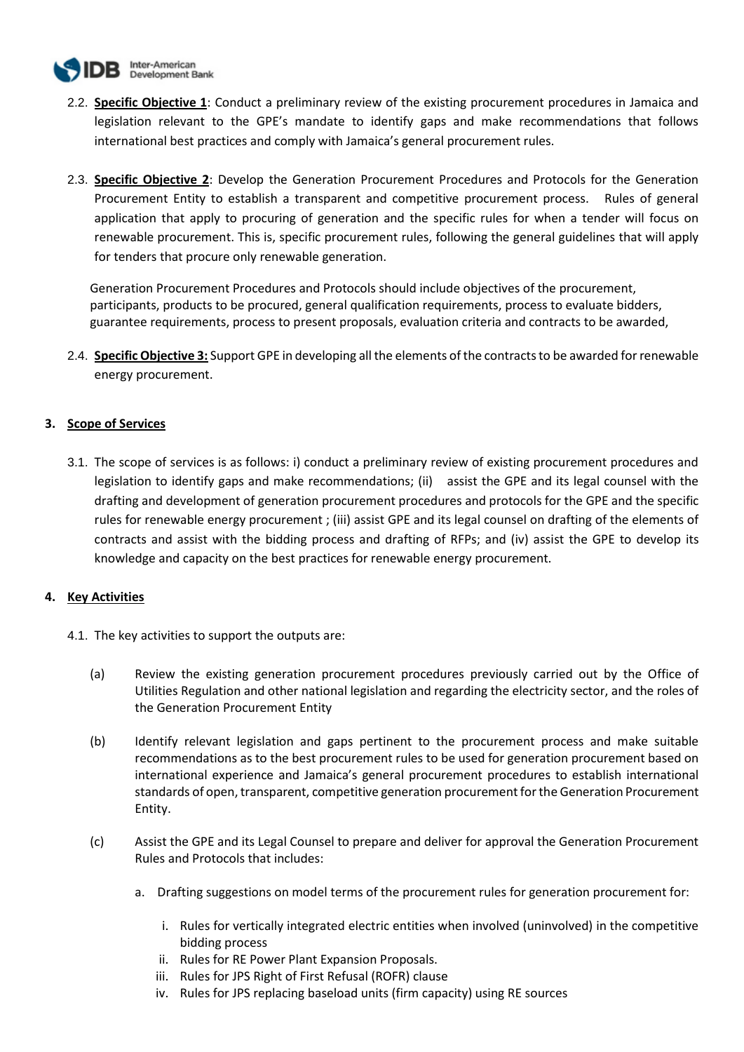2.2. **Specific Objective 1**: Conduct a preliminary review of the existing procurement procedures in Jamaica and legislation relevant to the GPE's mandate to identify gaps and make recommendations that follows international best practices and comply with Jamaica's general procurement rules.

2.3. **Specific Objective 2**: Develop the Generation Procurement Procedures and Protocols for the Generation Procurement Entity to establish a transparent and competitive procurement process. Rules of general application that apply to procuring of generation and the specific rules for when a tender will focus on renewable procurement. This is, specific procurement rules, following the general guidelines that will apply for tenders that procure only renewable generation.

Generation Procurement Procedures and Protocols should include objectives of the procurement, participants, products to be procured, general qualification requirements, process to evaluate bidders, guarantee requirements, process to present proposals, evaluation criteria and contracts to be awarded,

2.4. **Specific Objective 3:** Support GPE in developing all the elements of the contracts to be awarded for renewable energy procurement.

## 3. Scope of Services

3.1. The scope of services is as follows: i) conduct a preliminary review of existing procurement procedures and legislation to identify gaps and make recommendations; (ii) assist the GPE and its legal counsel with the drafting and development of generation procurement procedures and protocols for the GPE and the specific rules for renewable energy procurement ; (iii) assist GPE and its legal counsel on drafting of the elements of contracts and assist with the bidding process and drafting of RFPs; and (iv) assist the GPE to develop its knowledge and capacity on the best practices for renewable energy procurement.

## 4. Key Activities

4.1. The key activities to support the outputs are:

(a) Review the existing generation procurement procedures previously carried out by the Office of Utilities Regulation and other national legislation and regarding the electricity sector, and the roles of the Generation Procurement Entity

(b) Identify relevant legislation and gaps pertinent to the procurement process and make suitable recommendations as to the best procurement rules to be used for generation procurement based on international experience and Jamaica's general procurement procedures to establish international standards of open, transparent, competitive generation procurement for the Generation Procurement Entity.

(c) Assist the GPE and its Legal Counsel to prepare and deliver for approval the Generation Procurement Rules and Protocols that includes:

   a. Drafting suggestions on model terms of the procurement rules for generation procurement for:

      i. Rules for vertically integrated electric entities when involved (uninvolved) in the competitive bidding process
      ii. Rules for RE Power Plant Expansion Proposals.
      iii. Rules for JPS Right of First Refusal (ROFR) clause
      iv. Rules for JPS replacing baseload units (firm capacity) using RE sources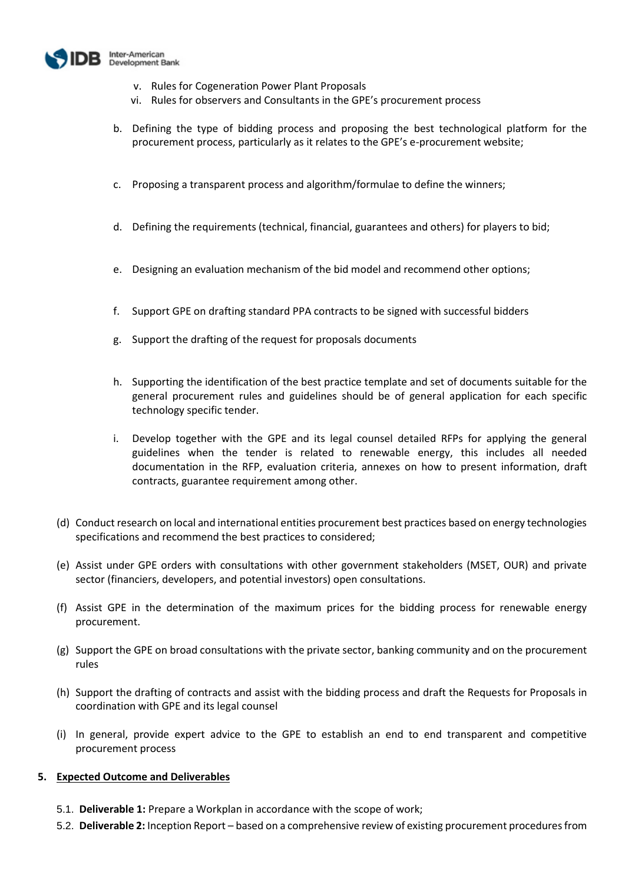v. Rules for Cogeneration Power Plant Proposals
vi. Rules for observers and Consultants in the GPE's procurement process

b. Defining the type of bidding process and proposing the best technological platform for the procurement process, particularly as it relates to the GPE's e-procurement website;

c. Proposing a transparent process and algorithm/formulae to define the winners;

d. Defining the requirements (technical, financial, guarantees and others) for players to bid;

e. Designing an evaluation mechanism of the bid model and recommend other options;

f. Support GPE on drafting standard PPA contracts to be signed with successful bidders

g. Support the drafting of the request for proposals documents

h. Supporting the identification of the best practice template and set of documents suitable for the general procurement rules and guidelines should be of general application for each specific technology specific tender.

i. Develop together with the GPE and its legal counsel detailed RFPs for applying the general guidelines when the tender is related to renewable energy, this includes all needed documentation in the RFP, evaluation criteria, annexes on how to present information, draft contracts, guarantee requirement among other.

(d) Conduct research on local and international entities procurement best practices based on energy technologies specifications and recommend the best practices to considered;

(e) Assist under GPE orders with consultations with other government stakeholders (MSET, OUR) and private sector (financiers, developers, and potential investors) open consultations.

(f) Assist GPE in the determination of the maximum prices for the bidding process for renewable energy procurement.

(g) Support the GPE on broad consultations with the private sector, banking community and on the procurement rules

(h) Support the drafting of contracts and assist with the bidding process and draft the Requests for Proposals in coordination with GPE and its legal counsel

(i) In general, provide expert advice to the GPE to establish an end to end transparent and competitive procurement process

## 5. Expected Outcome and Deliverables

5.1. **Deliverable 1:** Prepare a Workplan in accordance with the scope of work;

5.2. **Deliverable 2:** Inception Report – based on a comprehensive review of existing procurement procedures from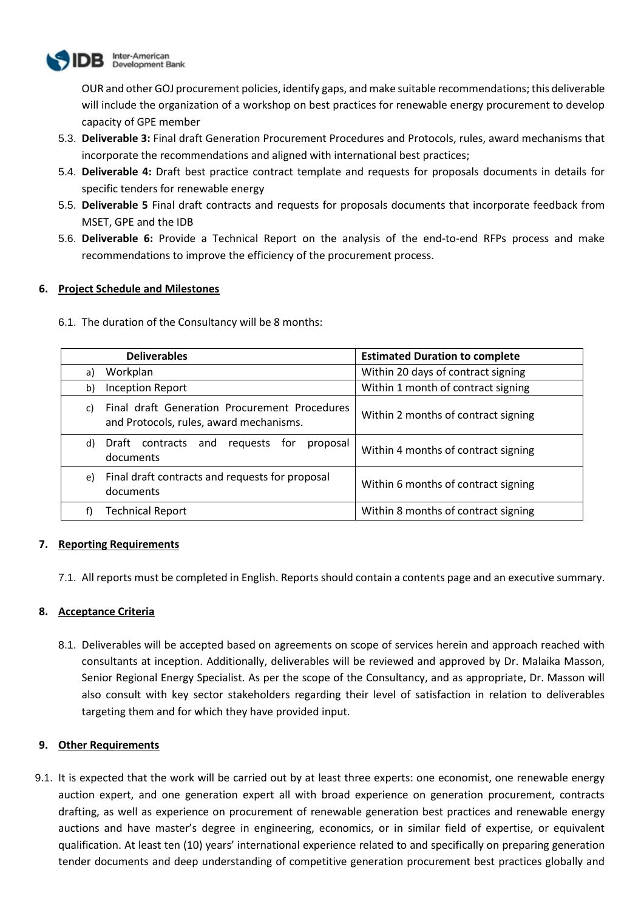OUR and other GOJ procurement policies, identify gaps, and make suitable recommendations; this deliverable will include the organization of a workshop on best practices for renewable energy procurement to develop capacity of GPE member

5.3. **Deliverable 3:** Final draft Generation Procurement Procedures and Protocols, rules, award mechanisms that incorporate the recommendations and aligned with international best practices;

5.4. **Deliverable 4:** Draft best practice contract template and requests for proposals documents in details for specific tenders for renewable energy

5.5. **Deliverable 5** Final draft contracts and requests for proposals documents that incorporate feedback from MSET, GPE and the IDB

5.6. **Deliverable 6:** Provide a Technical Report on the analysis of the end-to-end RFPs process and make recommendations to improve the efficiency of the procurement process.

## 6. Project Schedule and Milestones

6.1. The duration of the Consultancy will be 8 months:

| Deliverables | Estimated Duration to complete |
|---|---|
| a) Workplan | Within 20 days of contract signing |
| b) Inception Report | Within 1 month of contract signing |
| c) Final draft Generation Procurement Procedures and Protocols, rules, award mechanisms. | Within 2 months of contract signing |
| d) Draft contracts and requests for proposal documents | Within 4 months of contract signing |
| e) Final draft contracts and requests for proposal documents | Within 6 months of contract signing |
| f) Technical Report | Within 8 months of contract signing |

## 7. Reporting Requirements

7.1. All reports must be completed in English. Reports should contain a contents page and an executive summary.

## 8. Acceptance Criteria

8.1. Deliverables will be accepted based on agreements on scope of services herein and approach reached with consultants at inception. Additionally, deliverables will be reviewed and approved by Dr. Malaika Masson, Senior Regional Energy Specialist. As per the scope of the Consultancy, and as appropriate, Dr. Masson will also consult with key sector stakeholders regarding their level of satisfaction in relation to deliverables targeting them and for which they have provided input.

## 9. Other Requirements

9.1. It is expected that the work will be carried out by at least three experts: one economist, one renewable energy auction expert, and one generation expert all with broad experience on generation procurement, contracts drafting, as well as experience on procurement of renewable generation best practices and renewable energy auctions and have master's degree in engineering, economics, or in similar field of expertise, or equivalent qualification. At least ten (10) years' international experience related to and specifically on preparing generation tender documents and deep understanding of competitive generation procurement best practices globally and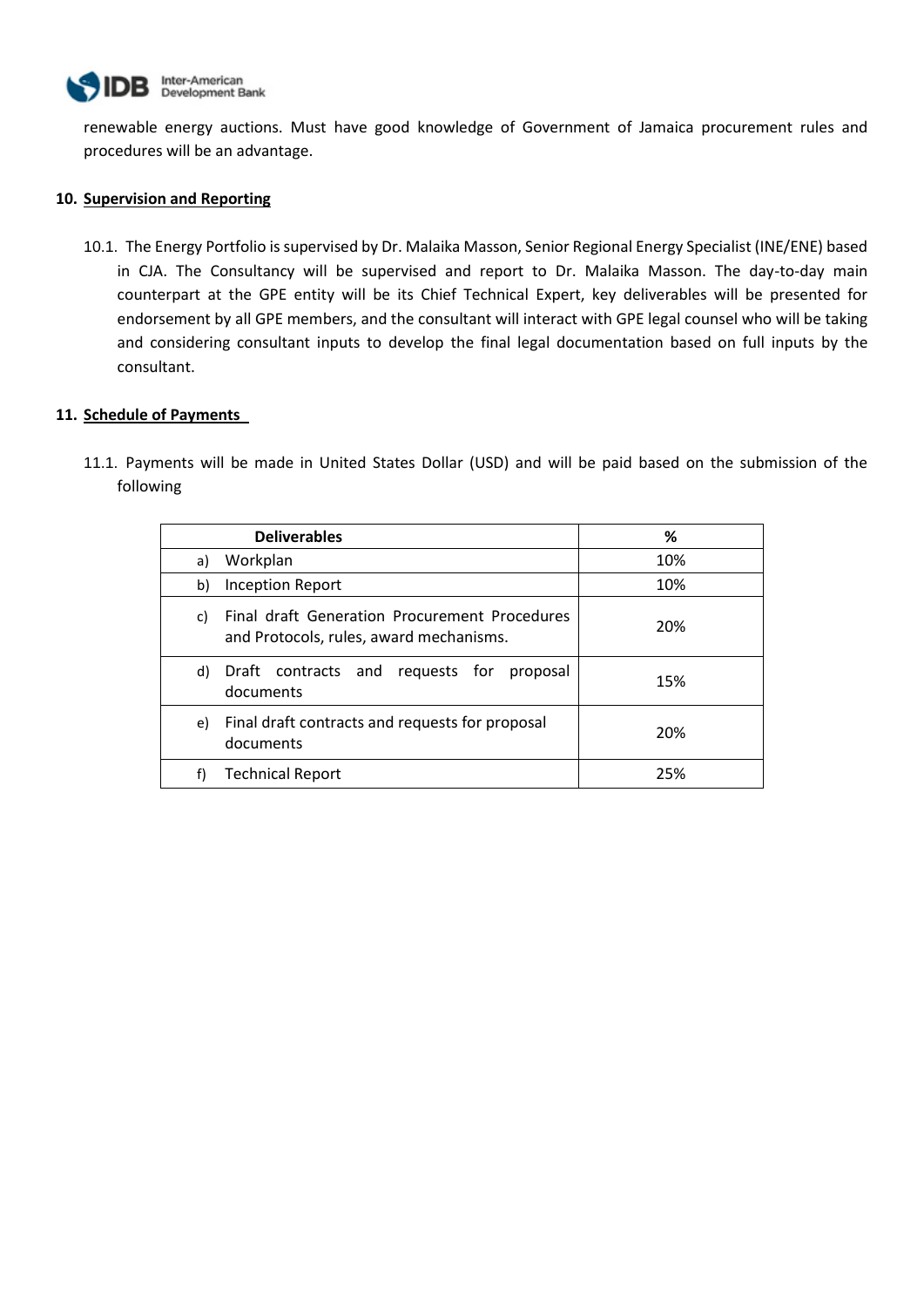renewable energy auctions. Must have good knowledge of Government of Jamaica procurement rules and procedures will be an advantage.

## 10. Supervision and Reporting

10.1. The Energy Portfolio is supervised by Dr. Malaika Masson, Senior Regional Energy Specialist (INE/ENE) based in CJA. The Consultancy will be supervised and report to Dr. Malaika Masson. The day-to-day main counterpart at the GPE entity will be its Chief Technical Expert, key deliverables will be presented for endorsement by all GPE members, and the consultant will interact with GPE legal counsel who will be taking and considering consultant inputs to develop the final legal documentation based on full inputs by the consultant.

## 11. Schedule of Payments

11.1. Payments will be made in United States Dollar (USD) and will be paid based on the submission of the following

| Deliverables | % |
|---|---|
| a) Workplan | 10% |
| b) Inception Report | 10% |
| c) Final draft Generation Procurement Procedures and Protocols, rules, award mechanisms. | 20% |
| d) Draft contracts and requests for proposal documents | 15% |
| e) Final draft contracts and requests for proposal documents | 20% |
| f) Technical Report | 25% |